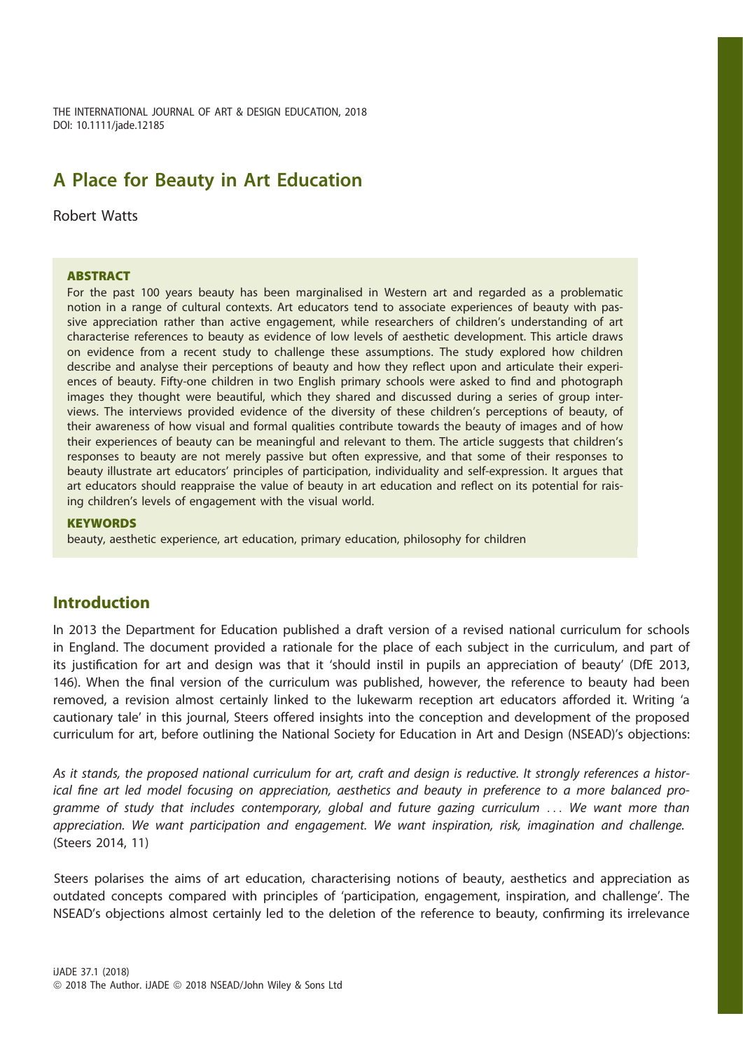THE INTERNATIONAL JOURNAL OF ART & DESIGN EDUCATION, 2018
DOI: 10.1111/jade.12185

# A Place for Beauty in Art Education

Robert Watts

**ABSTRACT**

For the past 100 years beauty has been marginalised in Western art and regarded as a problematic notion in a range of cultural contexts. Art educators tend to associate experiences of beauty with passive appreciation rather than active engagement, while researchers of children's understanding of art characterise references to beauty as evidence of low levels of aesthetic development. This article draws on evidence from a recent study to challenge these assumptions. The study explored how children describe and analyse their perceptions of beauty and how they reflect upon and articulate their experiences of beauty. Fifty-one children in two English primary schools were asked to find and photograph images they thought were beautiful, which they shared and discussed during a series of group interviews. The interviews provided evidence of the diversity of these children's perceptions of beauty, of their awareness of how visual and formal qualities contribute towards the beauty of images and of how their experiences of beauty can be meaningful and relevant to them. The article suggests that children's responses to beauty are not merely passive but often expressive, and that some of their responses to beauty illustrate art educators' principles of participation, individuality and self-expression. It argues that art educators should reappraise the value of beauty in art education and reflect on its potential for raising children's levels of engagement with the visual world.

**KEYWORDS**

beauty, aesthetic experience, art education, primary education, philosophy for children

## Introduction

In 2013 the Department for Education published a draft version of a revised national curriculum for schools in England. The document provided a rationale for the place of each subject in the curriculum, and part of its justification for art and design was that it 'should instil in pupils an appreciation of beauty' (DfE 2013, 146). When the final version of the curriculum was published, however, the reference to beauty had been removed, a revision almost certainly linked to the lukewarm reception art educators afforded it. Writing 'a cautionary tale' in this journal, Steers offered insights into the conception and development of the proposed curriculum for art, before outlining the National Society for Education in Art and Design (NSEAD)'s objections:

*As it stands, the proposed national curriculum for art, craft and design is reductive. It strongly references a historical fine art led model focusing on appreciation, aesthetics and beauty in preference to a more balanced programme of study that includes contemporary, global and future gazing curriculum ... We want more than appreciation. We want participation and engagement. We want inspiration, risk, imagination and challenge.* (Steers 2014, 11)

Steers polarises the aims of art education, characterising notions of beauty, aesthetics and appreciation as outdated concepts compared with principles of 'participation, engagement, inspiration, and challenge'. The NSEAD's objections almost certainly led to the deletion of the reference to beauty, confirming its irrelevance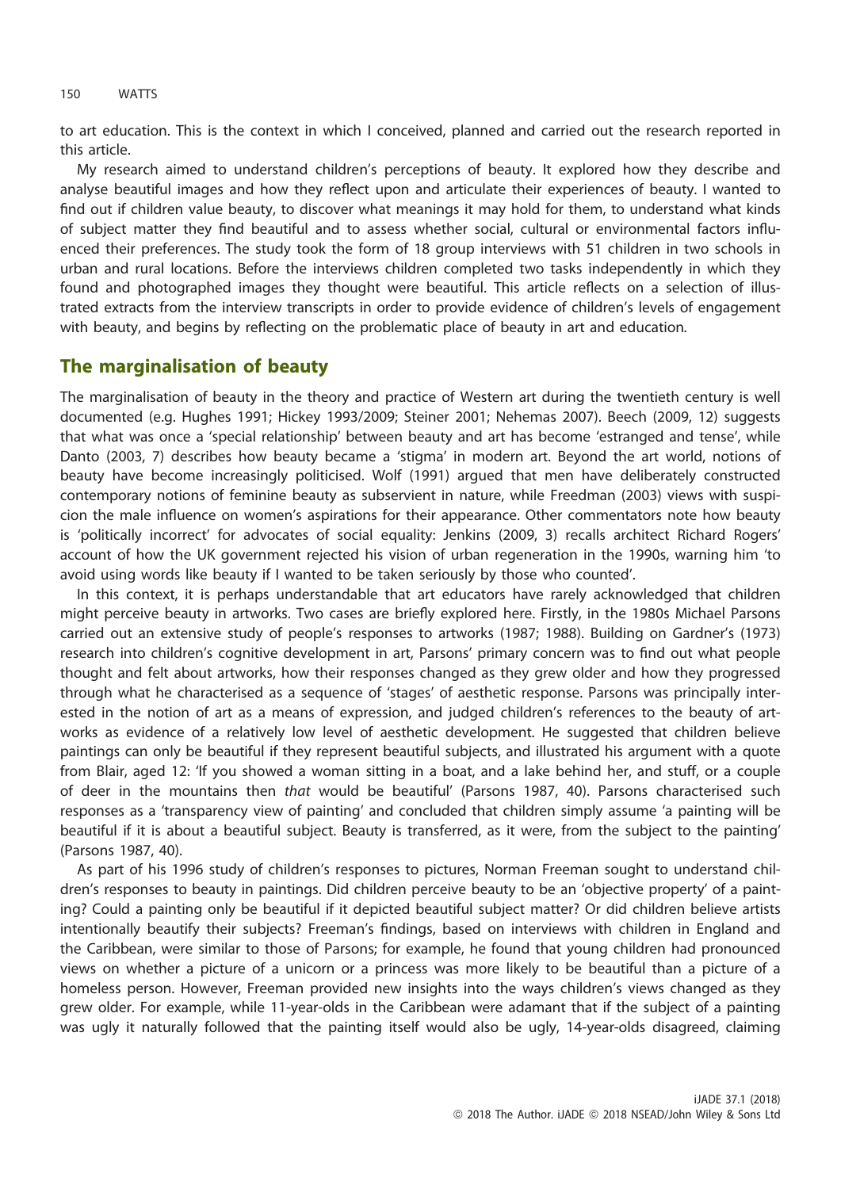to art education. This is the context in which I conceived, planned and carried out the research reported in this article.

My research aimed to understand children's perceptions of beauty. It explored how they describe and analyse beautiful images and how they reflect upon and articulate their experiences of beauty. I wanted to find out if children value beauty, to discover what meanings it may hold for them, to understand what kinds of subject matter they find beautiful and to assess whether social, cultural or environmental factors influenced their preferences. The study took the form of 18 group interviews with 51 children in two schools in urban and rural locations. Before the interviews children completed two tasks independently in which they found and photographed images they thought were beautiful. This article reflects on a selection of illustrated extracts from the interview transcripts in order to provide evidence of children's levels of engagement with beauty, and begins by reflecting on the problematic place of beauty in art and education.

## The marginalisation of beauty

The marginalisation of beauty in the theory and practice of Western art during the twentieth century is well documented (e.g. Hughes 1991; Hickey 1993/2009; Steiner 2001; Nehemas 2007). Beech (2009, 12) suggests that what was once a 'special relationship' between beauty and art has become 'estranged and tense', while Danto (2003, 7) describes how beauty became a 'stigma' in modern art. Beyond the art world, notions of beauty have become increasingly politicised. Wolf (1991) argued that men have deliberately constructed contemporary notions of feminine beauty as subservient in nature, while Freedman (2003) views with suspicion the male influence on women's aspirations for their appearance. Other commentators note how beauty is 'politically incorrect' for advocates of social equality: Jenkins (2009, 3) recalls architect Richard Rogers' account of how the UK government rejected his vision of urban regeneration in the 1990s, warning him 'to avoid using words like beauty if I wanted to be taken seriously by those who counted'.

In this context, it is perhaps understandable that art educators have rarely acknowledged that children might perceive beauty in artworks. Two cases are briefly explored here. Firstly, in the 1980s Michael Parsons carried out an extensive study of people's responses to artworks (1987; 1988). Building on Gardner's (1973) research into children's cognitive development in art, Parsons' primary concern was to find out what people thought and felt about artworks, how their responses changed as they grew older and how they progressed through what he characterised as a sequence of 'stages' of aesthetic response. Parsons was principally interested in the notion of art as a means of expression, and judged children's references to the beauty of artworks as evidence of a relatively low level of aesthetic development. He suggested that children believe paintings can only be beautiful if they represent beautiful subjects, and illustrated his argument with a quote from Blair, aged 12: 'If you showed a woman sitting in a boat, and a lake behind her, and stuff, or a couple of deer in the mountains then *that* would be beautiful' (Parsons 1987, 40). Parsons characterised such responses as a 'transparency view of painting' and concluded that children simply assume 'a painting will be beautiful if it is about a beautiful subject. Beauty is transferred, as it were, from the subject to the painting' (Parsons 1987, 40).

As part of his 1996 study of children's responses to pictures, Norman Freeman sought to understand children's responses to beauty in paintings. Did children perceive beauty to be an 'objective property' of a painting? Could a painting only be beautiful if it depicted beautiful subject matter? Or did children believe artists intentionally beautify their subjects? Freeman's findings, based on interviews with children in England and the Caribbean, were similar to those of Parsons; for example, he found that young children had pronounced views on whether a picture of a unicorn or a princess was more likely to be beautiful than a picture of a homeless person. However, Freeman provided new insights into the ways children's views changed as they grew older. For example, while 11-year-olds in the Caribbean were adamant that if the subject of a painting was ugly it naturally followed that the painting itself would also be ugly, 14-year-olds disagreed, claiming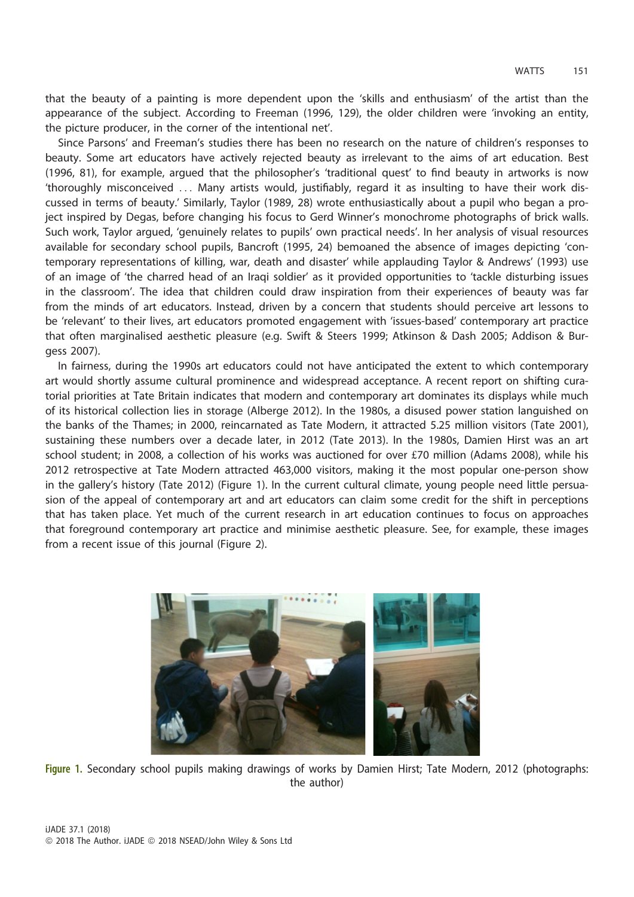that the beauty of a painting is more dependent upon the 'skills and enthusiasm' of the artist than the appearance of the subject. According to Freeman (1996, 129), the older children were 'invoking an entity, the picture producer, in the corner of the intentional net'.

Since Parsons' and Freeman's studies there has been no research on the nature of children's responses to beauty. Some art educators have actively rejected beauty as irrelevant to the aims of art education. Best (1996, 81), for example, argued that the philosopher's 'traditional quest' to find beauty in artworks is now 'thoroughly misconceived ... Many artists would, justifiably, regard it as insulting to have their work discussed in terms of beauty.' Similarly, Taylor (1989, 28) wrote enthusiastically about a pupil who began a project inspired by Degas, before changing his focus to Gerd Winner's monochrome photographs of brick walls. Such work, Taylor argued, 'genuinely relates to pupils' own practical needs'. In her analysis of visual resources available for secondary school pupils, Bancroft (1995, 24) bemoaned the absence of images depicting 'contemporary representations of killing, war, death and disaster' while applauding Taylor & Andrews' (1993) use of an image of 'the charred head of an Iraqi soldier' as it provided opportunities to 'tackle disturbing issues in the classroom'. The idea that children could draw inspiration from their experiences of beauty was far from the minds of art educators. Instead, driven by a concern that students should perceive art lessons to be 'relevant' to their lives, art educators promoted engagement with 'issues-based' contemporary art practice that often marginalised aesthetic pleasure (e.g. Swift & Steers 1999; Atkinson & Dash 2005; Addison & Burgess 2007).

In fairness, during the 1990s art educators could not have anticipated the extent to which contemporary art would shortly assume cultural prominence and widespread acceptance. A recent report on shifting curatorial priorities at Tate Britain indicates that modern and contemporary art dominates its displays while much of its historical collection lies in storage (Alberge 2012). In the 1980s, a disused power station languished on the banks of the Thames; in 2000, reincarnated as Tate Modern, it attracted 5.25 million visitors (Tate 2001), sustaining these numbers over a decade later, in 2012 (Tate 2013). In the 1980s, Damien Hirst was an art school student; in 2008, a collection of his works was auctioned for over £70 million (Adams 2008), while his 2012 retrospective at Tate Modern attracted 463,000 visitors, making it the most popular one-person show in the gallery's history (Tate 2012) (Figure 1). In the current cultural climate, young people need little persuasion of the appeal of contemporary art and art educators can claim some credit for the shift in perceptions that has taken place. Yet much of the current research in art education continues to focus on approaches that foreground contemporary art practice and minimise aesthetic pleasure. See, for example, these images from a recent issue of this journal (Figure 2).

**Figure 1.** Secondary school pupils making drawings of works by Damien Hirst; Tate Modern, 2012 (photographs: the author)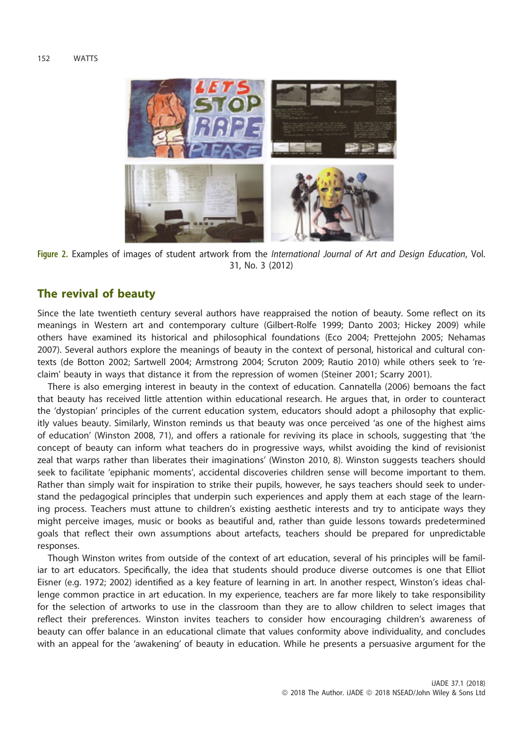Figure 2. Examples of images of student artwork from the *International Journal of Art and Design Education*, Vol. 31, No. 3 (2012)

## The revival of beauty

Since the late twentieth century several authors have reappraised the notion of beauty. Some reflect on its meanings in Western art and contemporary culture (Gilbert-Rolfe 1999; Danto 2003; Hickey 2009) while others have examined its historical and philosophical foundations (Eco 2004; Prettejohn 2005; Nehamas 2007). Several authors explore the meanings of beauty in the context of personal, historical and cultural contexts (de Botton 2002; Sartwell 2004; Armstrong 2004; Scruton 2009; Rautio 2010) while others seek to 'reclaim' beauty in ways that distance it from the repression of women (Steiner 2001; Scarry 2001).

There is also emerging interest in beauty in the context of education. Cannatella (2006) bemoans the fact that beauty has received little attention within educational research. He argues that, in order to counteract the 'dystopian' principles of the current education system, educators should adopt a philosophy that explicitly values beauty. Similarly, Winston reminds us that beauty was once perceived 'as one of the highest aims of education' (Winston 2008, 71), and offers a rationale for reviving its place in schools, suggesting that 'the concept of beauty can inform what teachers do in progressive ways, whilst avoiding the kind of revisionist zeal that warps rather than liberates their imaginations' (Winston 2010, 8). Winston suggests teachers should seek to facilitate 'epiphanic moments', accidental discoveries children sense will become important to them. Rather than simply wait for inspiration to strike their pupils, however, he says teachers should seek to understand the pedagogical principles that underpin such experiences and apply them at each stage of the learning process. Teachers must attune to children's existing aesthetic interests and try to anticipate ways they might perceive images, music or books as beautiful and, rather than guide lessons towards predetermined goals that reflect their own assumptions about artefacts, teachers should be prepared for unpredictable responses.

Though Winston writes from outside of the context of art education, several of his principles will be familiar to art educators. Specifically, the idea that students should produce diverse outcomes is one that Elliot Eisner (e.g. 1972; 2002) identified as a key feature of learning in art. In another respect, Winston's ideas challenge common practice in art education. In my experience, teachers are far more likely to take responsibility for the selection of artworks to use in the classroom than they are to allow children to select images that reflect their preferences. Winston invites teachers to consider how encouraging children's awareness of beauty can offer balance in an educational climate that values conformity above individuality, and concludes with an appeal for the 'awakening' of beauty in education. While he presents a persuasive argument for the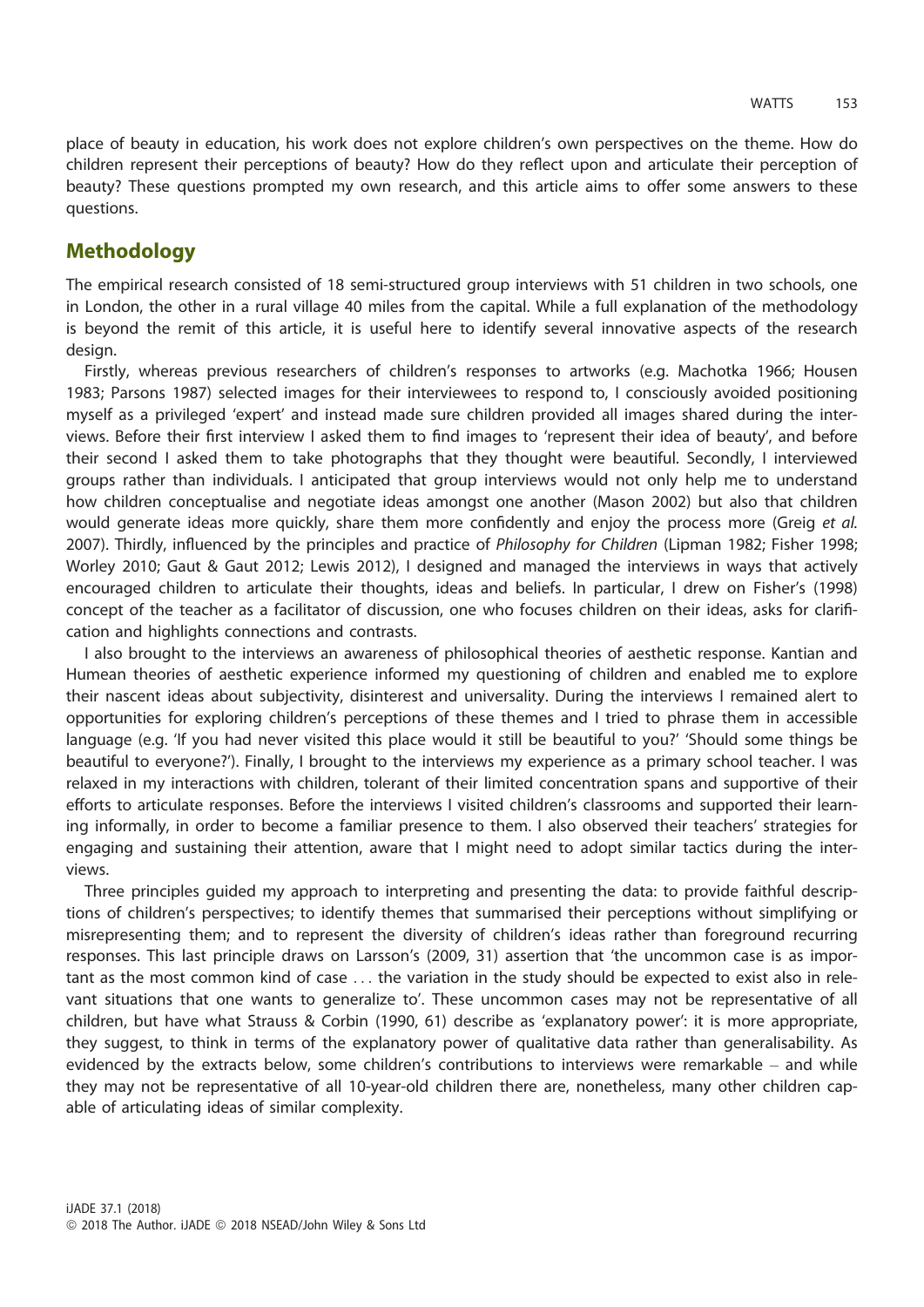place of beauty in education, his work does not explore children's own perspectives on the theme. How do children represent their perceptions of beauty? How do they reflect upon and articulate their perception of beauty? These questions prompted my own research, and this article aims to offer some answers to these questions.

## Methodology

The empirical research consisted of 18 semi-structured group interviews with 51 children in two schools, one in London, the other in a rural village 40 miles from the capital. While a full explanation of the methodology is beyond the remit of this article, it is useful here to identify several innovative aspects of the research design.

Firstly, whereas previous researchers of children's responses to artworks (e.g. Machotka 1966; Housen 1983; Parsons 1987) selected images for their interviewees to respond to, I consciously avoided positioning myself as a privileged 'expert' and instead made sure children provided all images shared during the interviews. Before their first interview I asked them to find images to 'represent their idea of beauty', and before their second I asked them to take photographs that they thought were beautiful. Secondly, I interviewed groups rather than individuals. I anticipated that group interviews would not only help me to understand how children conceptualise and negotiate ideas amongst one another (Mason 2002) but also that children would generate ideas more quickly, share them more confidently and enjoy the process more (Greig *et al.* 2007). Thirdly, influenced by the principles and practice of *Philosophy for Children* (Lipman 1982; Fisher 1998; Worley 2010; Gaut & Gaut 2012; Lewis 2012), I designed and managed the interviews in ways that actively encouraged children to articulate their thoughts, ideas and beliefs. In particular, I drew on Fisher's (1998) concept of the teacher as a facilitator of discussion, one who focuses children on their ideas, asks for clarification and highlights connections and contrasts.

I also brought to the interviews an awareness of philosophical theories of aesthetic response. Kantian and Humean theories of aesthetic experience informed my questioning of children and enabled me to explore their nascent ideas about subjectivity, disinterest and universality. During the interviews I remained alert to opportunities for exploring children's perceptions of these themes and I tried to phrase them in accessible language (e.g. 'If you had never visited this place would it still be beautiful to you?' 'Should some things be beautiful to everyone?'). Finally, I brought to the interviews my experience as a primary school teacher. I was relaxed in my interactions with children, tolerant of their limited concentration spans and supportive of their efforts to articulate responses. Before the interviews I visited children's classrooms and supported their learning informally, in order to become a familiar presence to them. I also observed their teachers' strategies for engaging and sustaining their attention, aware that I might need to adopt similar tactics during the interviews.

Three principles guided my approach to interpreting and presenting the data: to provide faithful descriptions of children's perspectives; to identify themes that summarised their perceptions without simplifying or misrepresenting them; and to represent the diversity of children's ideas rather than foreground recurring responses. This last principle draws on Larsson's (2009, 31) assertion that 'the uncommon case is as important as the most common kind of case ... the variation in the study should be expected to exist also in relevant situations that one wants to generalize to'. These uncommon cases may not be representative of all children, but have what Strauss & Corbin (1990, 61) describe as 'explanatory power': it is more appropriate, they suggest, to think in terms of the explanatory power of qualitative data rather than generalisability. As evidenced by the extracts below, some children's contributions to interviews were remarkable – and while they may not be representative of all 10-year-old children there are, nonetheless, many other children capable of articulating ideas of similar complexity.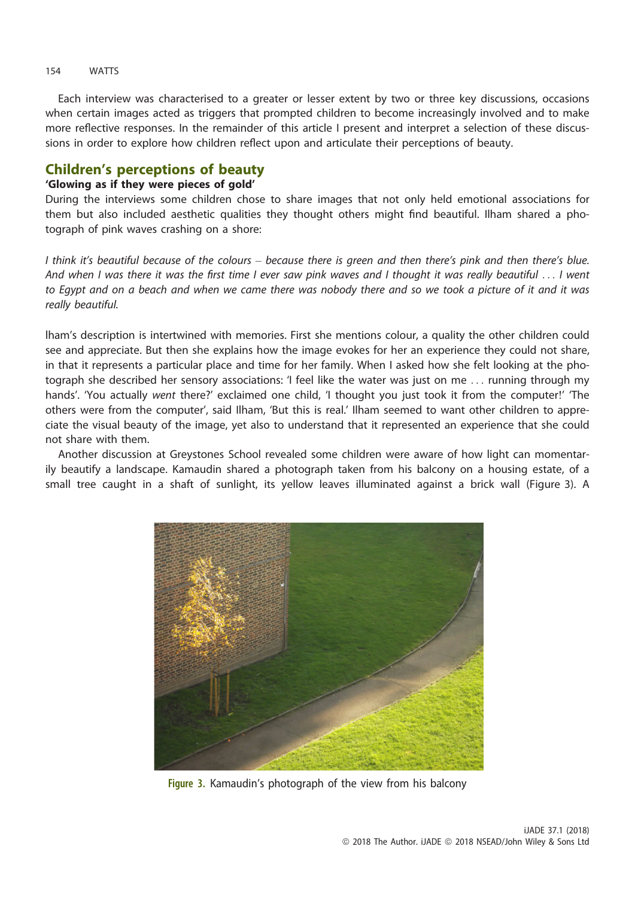Each interview was characterised to a greater or lesser extent by two or three key discussions, occasions when certain images acted as triggers that prompted children to become increasingly involved and to make more reflective responses. In the remainder of this article I present and interpret a selection of these discussions in order to explore how children reflect upon and articulate their perceptions of beauty.

## Children's perceptions of beauty

### 'Glowing as if they were pieces of gold'

During the interviews some children chose to share images that not only held emotional associations for them but also included aesthetic qualities they thought others might find beautiful. Ilham shared a photograph of pink waves crashing on a shore:

*I think it's beautiful because of the colours – because there is green and then there's pink and then there's blue. And when I was there it was the first time I ever saw pink waves and I thought it was really beautiful ... I went to Egypt and on a beach and when we came there was nobody there and so we took a picture of it and it was really beautiful.*

Iham's description is intertwined with memories. First she mentions colour, a quality the other children could see and appreciate. But then she explains how the image evokes for her an experience they could not share, in that it represents a particular place and time for her family. When I asked how she felt looking at the photograph she described her sensory associations: 'I feel like the water was just on me ... running through my hands'. 'You actually *went* there?' exclaimed one child, 'I thought you just took it from the computer!' 'The others were from the computer', said Ilham, 'But this is real.' Ilham seemed to want other children to appreciate the visual beauty of the image, yet also to understand that it represented an experience that she could not share with them.

Another discussion at Greystones School revealed some children were aware of how light can momentarily beautify a landscape. Kamaudin shared a photograph taken from his balcony on a housing estate, of a small tree caught in a shaft of sunlight, its yellow leaves illuminated against a brick wall (Figure 3). A

Figure 3. Kamaudin's photograph of the view from his balcony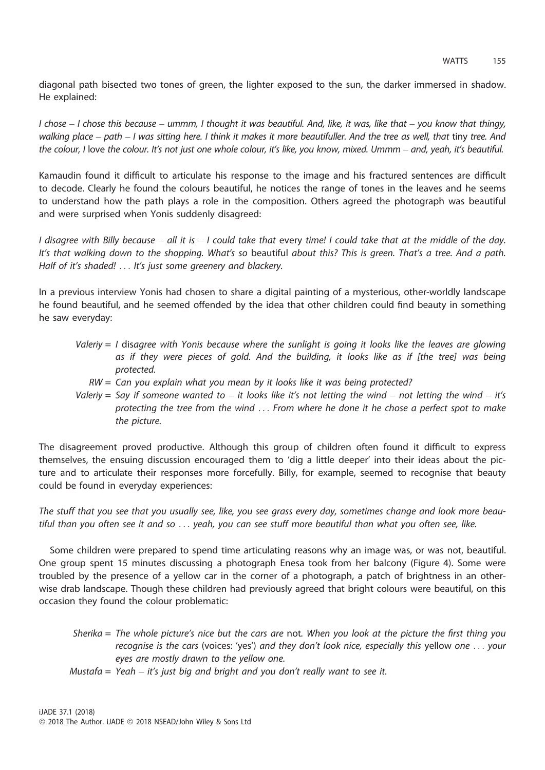diagonal path bisected two tones of green, the lighter exposed to the sun, the darker immersed in shadow. He explained:

*I chose – I chose this because – ummm, I thought it was beautiful. And, like, it was, like that – you know that thingy, walking place – path – I was sitting here. I think it makes it more beautifuller. And the tree as well, that* tiny *tree. And the colour, I* love *the colour. It's not just one whole colour, it's like, you know, mixed. Ummm – and, yeah, it's beautiful.*

Kamaudin found it difficult to articulate his response to the image and his fractured sentences are difficult to decode. Clearly he found the colours beautiful, he notices the range of tones in the leaves and he seems to understand how the path plays a role in the composition. Others agreed the photograph was beautiful and were surprised when Yonis suddenly disagreed:

*I disagree with Billy because – all it is – I could take that* every *time! I could take that at the middle of the day. It's that walking down to the shopping. What's so* beautiful *about this? This is green. That's a tree. And a path. Half of it's shaded! ... It's just some greenery and blackery.*

In a previous interview Yonis had chosen to share a digital painting of a mysterious, other-worldly landscape he found beautiful, and he seemed offended by the idea that other children could find beauty in something he saw everyday:

> *Valeriy = I disagree with Yonis because where the sunlight is going it looks like the leaves are glowing as if they were pieces of gold. And the building, it looks like as if [the tree] was being protected.*
>
> *RW = Can you explain what you mean by it looks like it was being protected?*
>
> *Valeriy = Say if someone wanted to – it looks like it's not letting the wind – not letting the wind – it's protecting the tree from the wind ... From where he done it he chose a perfect spot to make the picture.*

The disagreement proved productive. Although this group of children often found it difficult to express themselves, the ensuing discussion encouraged them to 'dig a little deeper' into their ideas about the picture and to articulate their responses more forcefully. Billy, for example, seemed to recognise that beauty could be found in everyday experiences:

*The stuff that you see that you usually see, like, you see grass every day, sometimes change and look more beautiful than you often see it and so ... yeah, you can see stuff more beautiful than what you often see, like.*

Some children were prepared to spend time articulating reasons why an image was, or was not, beautiful. One group spent 15 minutes discussing a photograph Enesa took from her balcony (Figure 4). Some were troubled by the presence of a yellow car in the corner of a photograph, a patch of brightness in an otherwise drab landscape. Though these children had previously agreed that bright colours were beautiful, on this occasion they found the colour problematic:

> *Sherika = The whole picture's nice but the cars are* not. *When you look at the picture the first thing you recognise is the cars* (voices: 'yes') *and they don't look nice, especially this* yellow *one ... your eyes are mostly drawn to the yellow one.*
>
> *Mustafa = Yeah – it's just big and bright and you don't really want to see it.*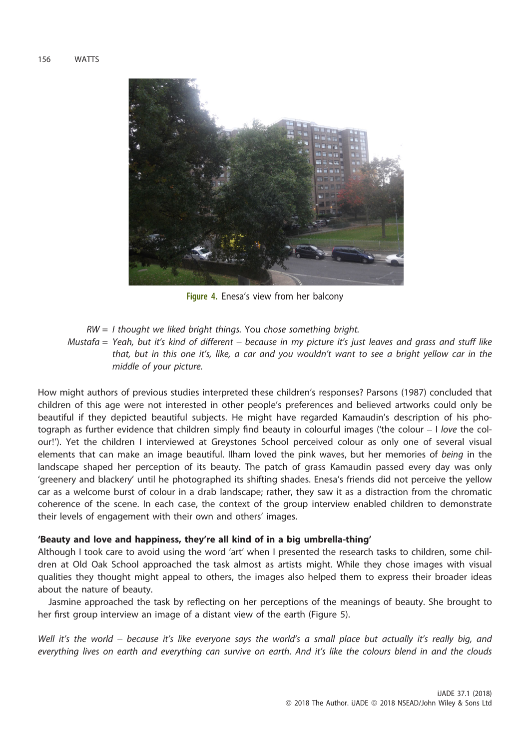Figure 4. Enesa's view from her balcony

*RW = I thought we liked bright things.* You *chose something bright.*

*Mustafa = Yeah, but it's kind of different – because in my picture it's just leaves and grass and stuff like that, but in this one it's, like, a car and you wouldn't want to see a bright yellow car in the middle of your picture.*

How might authors of previous studies interpreted these children's responses? Parsons (1987) concluded that children of this age were not interested in other people's preferences and believed artworks could only be beautiful if they depicted beautiful subjects. He might have regarded Kamaudin's description of his photograph as further evidence that children simply find beauty in colourful images ('the colour – I *love* the colour!'). Yet the children I interviewed at Greystones School perceived colour as only one of several visual elements that can make an image beautiful. Ilham loved the pink waves, but her memories of *being* in the landscape shaped her perception of its beauty. The patch of grass Kamaudin passed every day was only 'greenery and blackery' until he photographed its shifting shades. Enesa's friends did not perceive the yellow car as a welcome burst of colour in a drab landscape; rather, they saw it as a distraction from the chromatic coherence of the scene. In each case, the context of the group interview enabled children to demonstrate their levels of engagement with their own and others' images.

### 'Beauty and love and happiness, they're all kind of in a big umbrella-thing'

Although I took care to avoid using the word 'art' when I presented the research tasks to children, some children at Old Oak School approached the task almost as artists might. While they chose images with visual qualities they thought might appeal to others, the images also helped them to express their broader ideas about the nature of beauty.

Jasmine approached the task by reflecting on her perceptions of the meanings of beauty. She brought to her first group interview an image of a distant view of the earth (Figure 5).

*Well it's the world – because it's like everyone says the world's a small place but actually it's really big, and everything lives on earth and everything can survive on earth. And it's like the colours blend in and the clouds*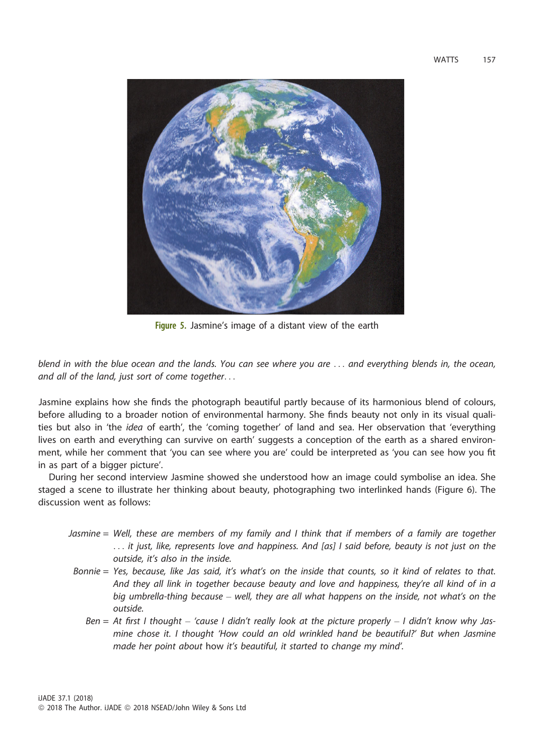Figure 5. Jasmine's image of a distant view of the earth

*blend in with the blue ocean and the lands. You can see where you are . . . and everything blends in, the ocean, and all of the land, just sort of come together. . .*

Jasmine explains how she finds the photograph beautiful partly because of its harmonious blend of colours, before alluding to a broader notion of environmental harmony. She finds beauty not only in its visual qualities but also in 'the *idea* of earth', the 'coming together' of land and sea. Her observation that 'everything lives on earth and everything can survive on earth' suggests a conception of the earth as a shared environment, while her comment that 'you can see where you are' could be interpreted as 'you can see how you fit in as part of a bigger picture'.

During her second interview Jasmine showed she understood how an image could symbolise an idea. She staged a scene to illustrate her thinking about beauty, photographing two interlinked hands (Figure 6). The discussion went as follows:

*Jasmine* = *Well, these are members of my family and I think that if members of a family are together . . . it just, like, represents love and happiness. And [as] I said before, beauty is not just on the outside, it's also in the inside.*

*Bonnie* = *Yes, because, like Jas said, it's what's on the inside that counts, so it kind of relates to that. And they all link in together because beauty and love and happiness, they're all kind of in a big umbrella-thing because – well, they are all what happens on the inside, not what's on the outside.*

*Ben* = *At first I thought – 'cause I didn't really look at the picture properly – I didn't know why Jasmine chose it. I thought 'How could an old wrinkled hand be beautiful?' But when Jasmine made her point about* how *it's beautiful, it started to change my mind'.*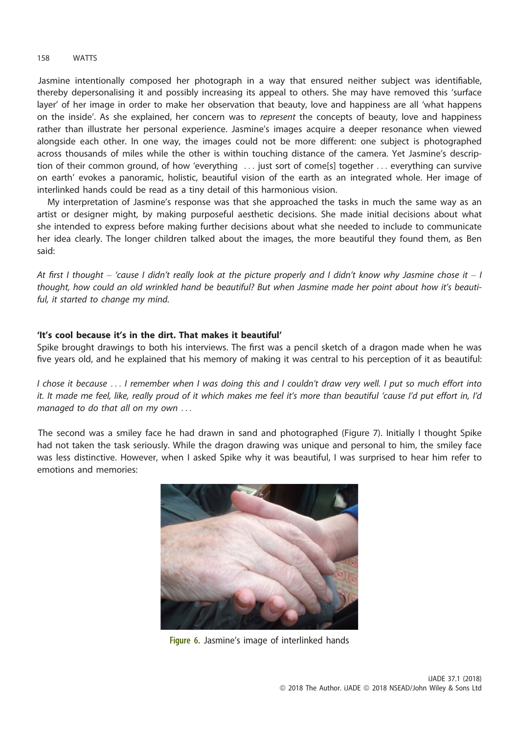Jasmine intentionally composed her photograph in a way that ensured neither subject was identifiable, thereby depersonalising it and possibly increasing its appeal to others. She may have removed this 'surface layer' of her image in order to make her observation that beauty, love and happiness are all 'what happens on the inside'. As she explained, her concern was to *represent* the concepts of beauty, love and happiness rather than illustrate her personal experience. Jasmine's images acquire a deeper resonance when viewed alongside each other. In one way, the images could not be more different: one subject is photographed across thousands of miles while the other is within touching distance of the camera. Yet Jasmine's description of their common ground, of how 'everything ... just sort of come[s] together ... everything can survive on earth' evokes a panoramic, holistic, beautiful vision of the earth as an integrated whole. Her image of interlinked hands could be read as a tiny detail of this harmonious vision.

My interpretation of Jasmine's response was that she approached the tasks in much the same way as an artist or designer might, by making purposeful aesthetic decisions. She made initial decisions about what she intended to express before making further decisions about what she needed to include to communicate her idea clearly. The longer children talked about the images, the more beautiful they found them, as Ben said:

*At first I thought – 'cause I didn't really look at the picture properly and I didn't know why Jasmine chose it – I thought, how could an old wrinkled hand be beautiful? But when Jasmine made her point about how it's beautiful, it started to change my mind.*

### 'It's cool because it's in the dirt. That makes it beautiful'

Spike brought drawings to both his interviews. The first was a pencil sketch of a dragon made when he was five years old, and he explained that his memory of making it was central to his perception of it as beautiful:

*I chose it because ... I remember when I was doing this and I couldn't draw very well. I put so much effort into it. It made me feel, like, really proud of it which makes me feel it's more than beautiful 'cause I'd put effort in, I'd managed to do that all on my own ...*

The second was a smiley face he had drawn in sand and photographed (Figure 7). Initially I thought Spike had not taken the task seriously. While the dragon drawing was unique and personal to him, the smiley face was less distinctive. However, when I asked Spike why it was beautiful, I was surprised to hear him refer to emotions and memories:

**Figure 6.** Jasmine's image of interlinked hands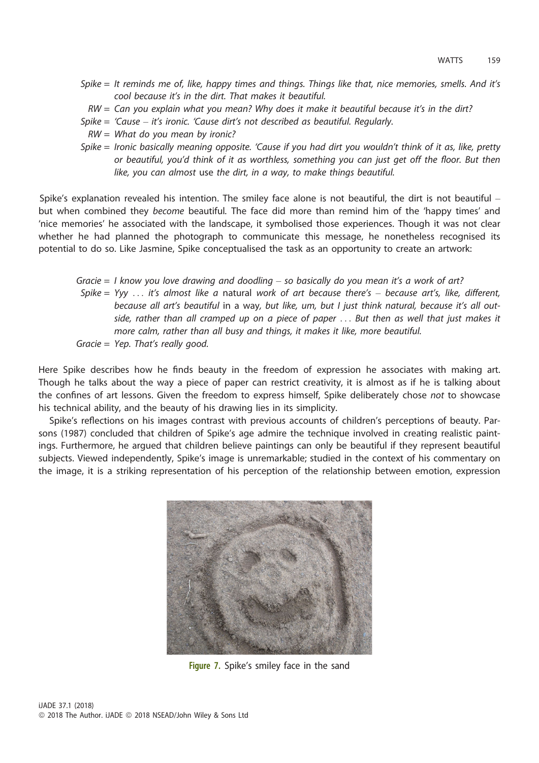Spike = *It reminds me of, like, happy times and things. Things like that, nice memories, smells. And it's cool because it's in the dirt. That makes it beautiful.*

RW = *Can you explain what you mean? Why does it make it beautiful because it's in the dirt?*

Spike = *'Cause – it's ironic. 'Cause dirt's not described as beautiful. Regularly.*

RW = *What do you mean by ironic?*

Spike = *Ironic basically meaning opposite. 'Cause if you had dirt you wouldn't think of it as, like, pretty or beautiful, you'd think of it as worthless, something you can just get off the floor. But then like, you can almost* use *the dirt, in a way, to make things beautiful.*

Spike's explanation revealed his intention. The smiley face alone is not beautiful, the dirt is not beautiful – but when combined they *become* beautiful. The face did more than remind him of the 'happy times' and 'nice memories' he associated with the landscape, it symbolised those experiences. Though it was not clear whether he had planned the photograph to communicate this message, he nonetheless recognised its potential to do so. Like Jasmine, Spike conceptualised the task as an opportunity to create an artwork:

Gracie = *I know you love drawing and doodling – so basically do you mean it's a work of art?*

Spike = *Yyy … it's almost like a* natural *work of art because there's – because art's, like, different, because all art's beautiful* in a way, *but like, um, but I just think natural, because it's all outside, rather than all cramped up on a piece of paper … But then as well that just makes it more calm, rather than all busy and things, it makes it like, more beautiful.*

Gracie = *Yep. That's really good.*

Here Spike describes how he finds beauty in the freedom of expression he associates with making art. Though he talks about the way a piece of paper can restrict creativity, it is almost as if he is talking about the confines of art lessons. Given the freedom to express himself, Spike deliberately chose *not* to showcase his technical ability, and the beauty of his drawing lies in its simplicity.

Spike's reflections on his images contrast with previous accounts of children's perceptions of beauty. Parsons (1987) concluded that children of Spike's age admire the technique involved in creating realistic paintings. Furthermore, he argued that children believe paintings can only be beautiful if they represent beautiful subjects. Viewed independently, Spike's image is unremarkable; studied in the context of his commentary on the image, it is a striking representation of his perception of the relationship between emotion, expression

**Figure 7.** Spike's smiley face in the sand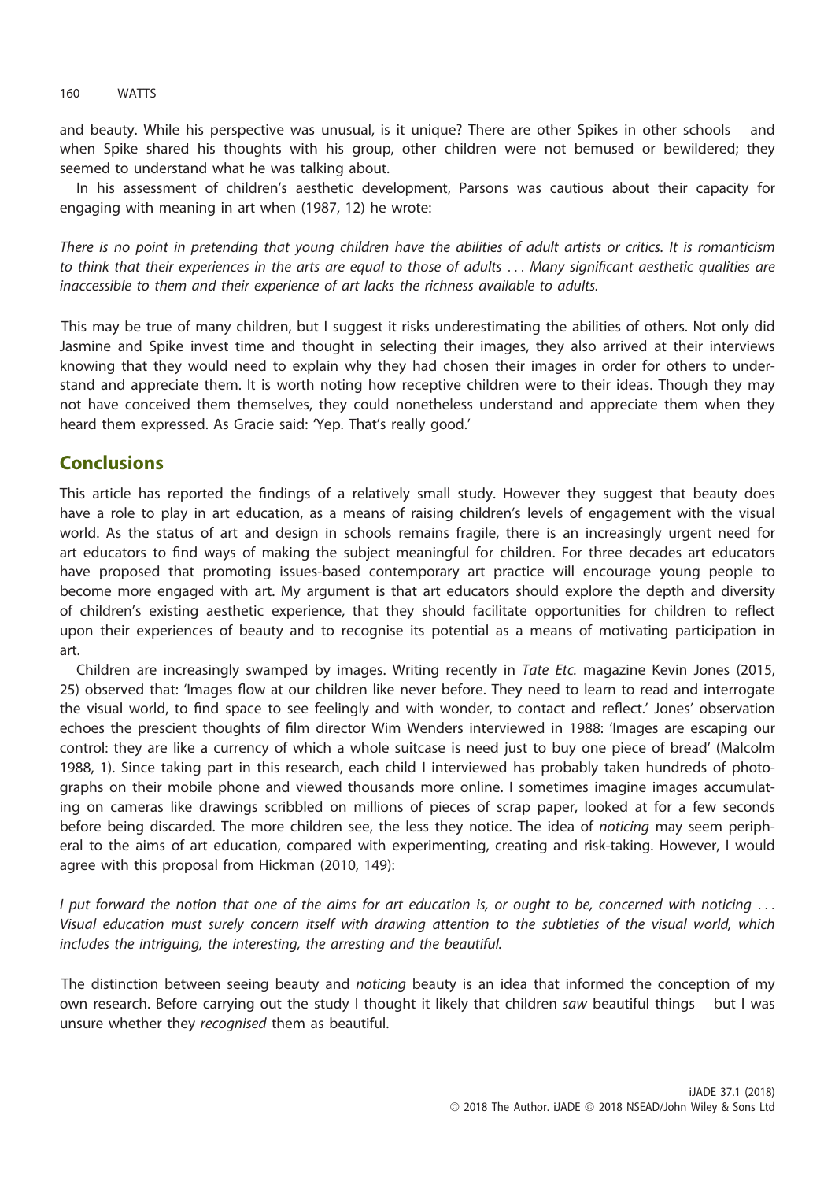and beauty. While his perspective was unusual, is it unique? There are other Spikes in other schools – and when Spike shared his thoughts with his group, other children were not bemused or bewildered; they seemed to understand what he was talking about.

In his assessment of children's aesthetic development, Parsons was cautious about their capacity for engaging with meaning in art when (1987, 12) he wrote:

*There is no point in pretending that young children have the abilities of adult artists or critics. It is romanticism to think that their experiences in the arts are equal to those of adults ... Many significant aesthetic qualities are inaccessible to them and their experience of art lacks the richness available to adults.*

This may be true of many children, but I suggest it risks underestimating the abilities of others. Not only did Jasmine and Spike invest time and thought in selecting their images, they also arrived at their interviews knowing that they would need to explain why they had chosen their images in order for others to understand and appreciate them. It is worth noting how receptive children were to their ideas. Though they may not have conceived them themselves, they could nonetheless understand and appreciate them when they heard them expressed. As Gracie said: 'Yep. That's really good.'

## Conclusions

This article has reported the findings of a relatively small study. However they suggest that beauty does have a role to play in art education, as a means of raising children's levels of engagement with the visual world. As the status of art and design in schools remains fragile, there is an increasingly urgent need for art educators to find ways of making the subject meaningful for children. For three decades art educators have proposed that promoting issues-based contemporary art practice will encourage young people to become more engaged with art. My argument is that art educators should explore the depth and diversity of children's existing aesthetic experience, that they should facilitate opportunities for children to reflect upon their experiences of beauty and to recognise its potential as a means of motivating participation in art.

Children are increasingly swamped by images. Writing recently in *Tate Etc.* magazine Kevin Jones (2015, 25) observed that: 'Images flow at our children like never before. They need to learn to read and interrogate the visual world, to find space to see feelingly and with wonder, to contact and reflect.' Jones' observation echoes the prescient thoughts of film director Wim Wenders interviewed in 1988: 'Images are escaping our control: they are like a currency of which a whole suitcase is need just to buy one piece of bread' (Malcolm 1988, 1). Since taking part in this research, each child I interviewed has probably taken hundreds of photographs on their mobile phone and viewed thousands more online. I sometimes imagine images accumulating on cameras like drawings scribbled on millions of pieces of scrap paper, looked at for a few seconds before being discarded. The more children see, the less they notice. The idea of *noticing* may seem peripheral to the aims of art education, compared with experimenting, creating and risk-taking. However, I would agree with this proposal from Hickman (2010, 149):

*I put forward the notion that one of the aims for art education is, or ought to be, concerned with noticing ... Visual education must surely concern itself with drawing attention to the subtleties of the visual world, which includes the intriguing, the interesting, the arresting and the beautiful.*

The distinction between seeing beauty and *noticing* beauty is an idea that informed the conception of my own research. Before carrying out the study I thought it likely that children *saw* beautiful things – but I was unsure whether they *recognised* them as beautiful.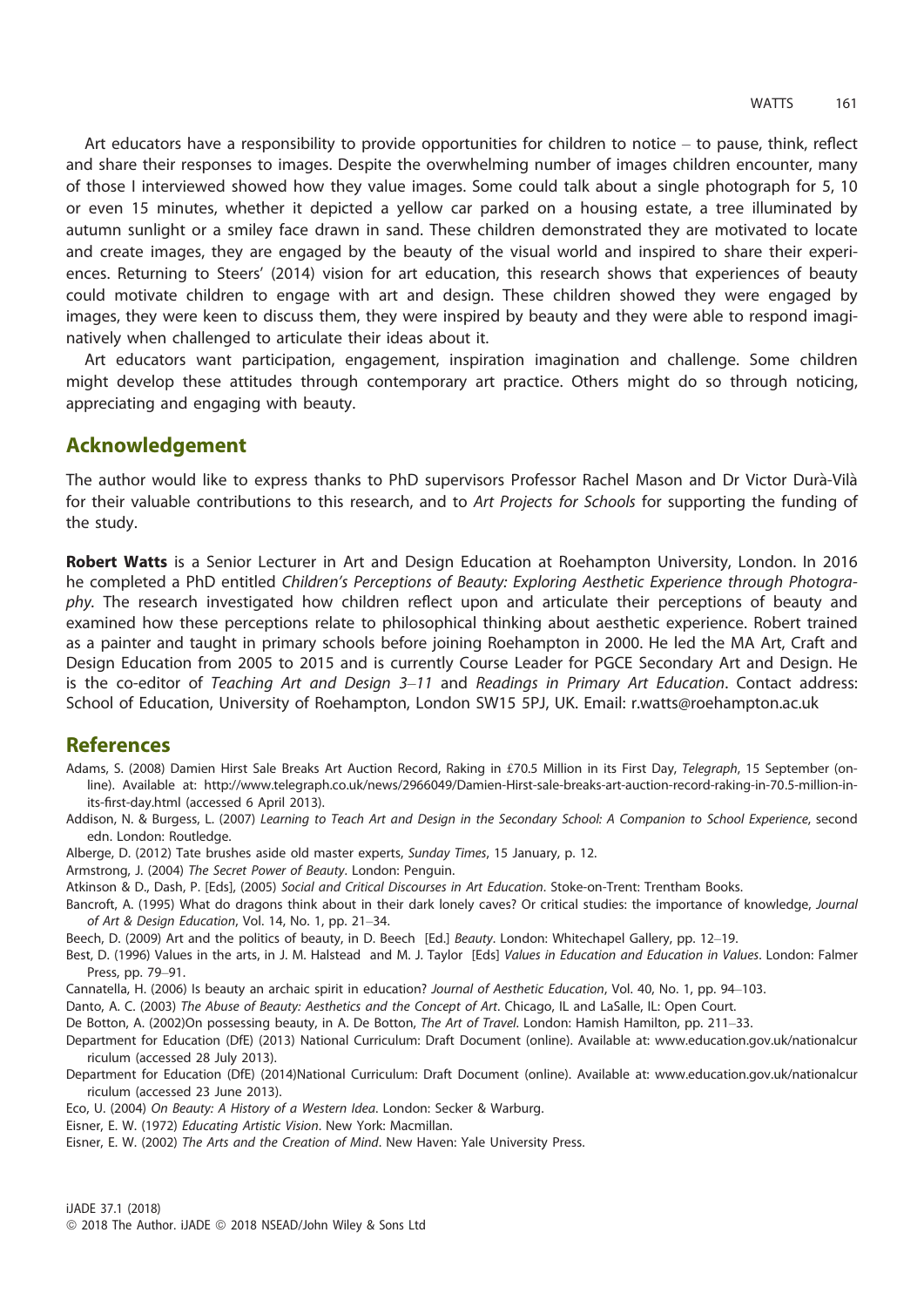Art educators have a responsibility to provide opportunities for children to notice – to pause, think, reflect and share their responses to images. Despite the overwhelming number of images children encounter, many of those I interviewed showed how they value images. Some could talk about a single photograph for 5, 10 or even 15 minutes, whether it depicted a yellow car parked on a housing estate, a tree illuminated by autumn sunlight or a smiley face drawn in sand. These children demonstrated they are motivated to locate and create images, they are engaged by the beauty of the visual world and inspired to share their experiences. Returning to Steers' (2014) vision for art education, this research shows that experiences of beauty could motivate children to engage with art and design. These children showed they were engaged by images, they were keen to discuss them, they were inspired by beauty and they were able to respond imaginatively when challenged to articulate their ideas about it.

Art educators want participation, engagement, inspiration imagination and challenge. Some children might develop these attitudes through contemporary art practice. Others might do so through noticing, appreciating and engaging with beauty.

## Acknowledgement

The author would like to express thanks to PhD supervisors Professor Rachel Mason and Dr Victor Durà-Vilà for their valuable contributions to this research, and to *Art Projects for Schools* for supporting the funding of the study.

**Robert Watts** is a Senior Lecturer in Art and Design Education at Roehampton University, London. In 2016 he completed a PhD entitled *Children's Perceptions of Beauty: Exploring Aesthetic Experience through Photography*. The research investigated how children reflect upon and articulate their perceptions of beauty and examined how these perceptions relate to philosophical thinking about aesthetic experience. Robert trained as a painter and taught in primary schools before joining Roehampton in 2000. He led the MA Art, Craft and Design Education from 2005 to 2015 and is currently Course Leader for PGCE Secondary Art and Design. He is the co-editor of *Teaching Art and Design 3–11* and *Readings in Primary Art Education*. Contact address: School of Education, University of Roehampton, London SW15 5PJ, UK. Email: r.watts@roehampton.ac.uk

## References

Adams, S. (2008) Damien Hirst Sale Breaks Art Auction Record, Raking in £70.5 Million in its First Day, *Telegraph*, 15 September (online). Available at: http://www.telegraph.co.uk/news/2966049/Damien-Hirst-sale-breaks-art-auction-record-raking-in-70.5-million-in-its-first-day.html (accessed 6 April 2013).

Addison, N. & Burgess, L. (2007) *Learning to Teach Art and Design in the Secondary School: A Companion to School Experience*, second edn. London: Routledge.

Alberge, D. (2012) Tate brushes aside old master experts, *Sunday Times*, 15 January, p. 12.

Armstrong, J. (2004) *The Secret Power of Beauty*. London: Penguin.

Atkinson & D., Dash, P. [Eds], (2005) *Social and Critical Discourses in Art Education*. Stoke-on-Trent: Trentham Books.

Bancroft, A. (1995) What do dragons think about in their dark lonely caves? Or critical studies: the importance of knowledge, *Journal of Art & Design Education*, Vol. 14, No. 1, pp. 21–34.

Beech, D. (2009) Art and the politics of beauty, in D. Beech [Ed.] *Beauty*. London: Whitechapel Gallery, pp. 12–19.

Best, D. (1996) Values in the arts, in J. M. Halstead and M. J. Taylor [Eds] *Values in Education and Education in Values*. London: Falmer Press, pp. 79–91.

Cannatella, H. (2006) Is beauty an archaic spirit in education? *Journal of Aesthetic Education*, Vol. 40, No. 1, pp. 94–103.

Danto, A. C. (2003) *The Abuse of Beauty: Aesthetics and the Concept of Art*. Chicago, IL and LaSalle, IL: Open Court.

De Botton, A. (2002)On possessing beauty, in A. De Botton, *The Art of Travel*. London: Hamish Hamilton, pp. 211–33.

Department for Education (DfE) (2013) National Curriculum: Draft Document (online). Available at: www.education.gov.uk/nationalcurriculum (accessed 28 July 2013).

Department for Education (DfE) (2014)National Curriculum: Draft Document (online). Available at: www.education.gov.uk/nationalcurriculum (accessed 23 June 2013).

Eco, U. (2004) *On Beauty: A History of a Western Idea*. London: Secker & Warburg.

Eisner, E. W. (1972) *Educating Artistic Vision*. New York: Macmillan.

Eisner, E. W. (2002) *The Arts and the Creation of Mind*. New Haven: Yale University Press.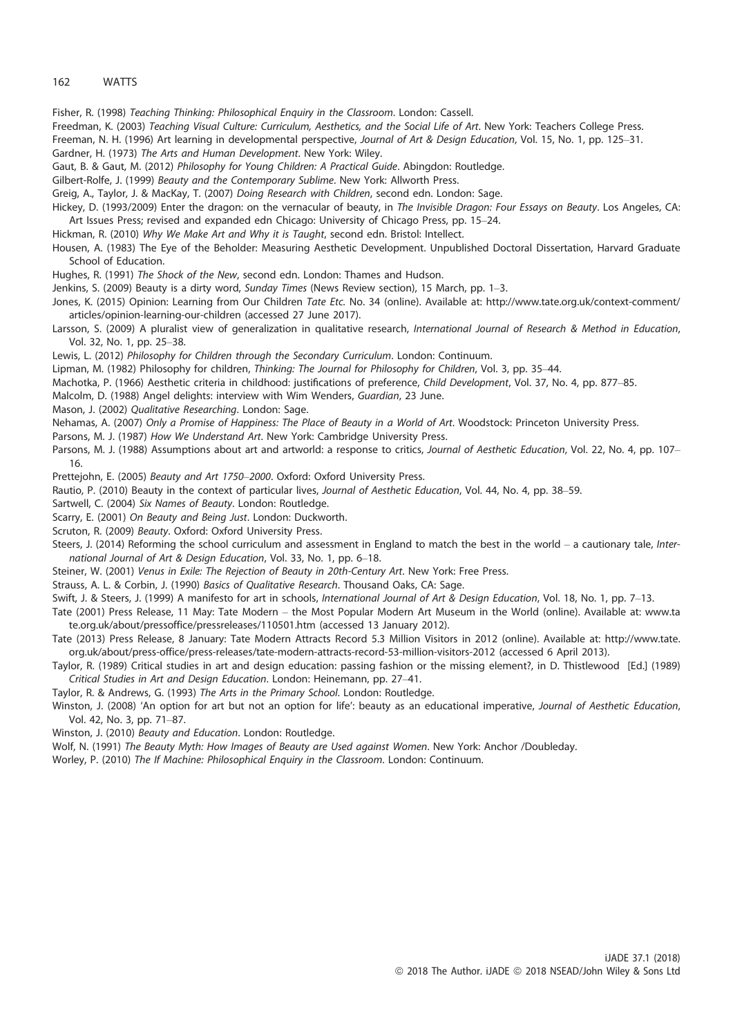Fisher, R. (1998) *Teaching Thinking: Philosophical Enquiry in the Classroom*. London: Cassell.

Freedman, K. (2003) *Teaching Visual Culture: Curriculum, Aesthetics, and the Social Life of Art*. New York: Teachers College Press.

Freeman, N. H. (1996) Art learning in developmental perspective, *Journal of Art & Design Education*, Vol. 15, No. 1, pp. 125–31.

Gardner, H. (1973) *The Arts and Human Development*. New York: Wiley.

Gaut, B. & Gaut, M. (2012) *Philosophy for Young Children: A Practical Guide*. Abingdon: Routledge.

Gilbert-Rolfe, J. (1999) *Beauty and the Contemporary Sublime*. New York: Allworth Press.

Greig, A., Taylor, J. & MacKay, T. (2007) *Doing Research with Children*, second edn. London: Sage.

Hickey, D. (1993/2009) Enter the dragon: on the vernacular of beauty, in *The Invisible Dragon: Four Essays on Beauty*. Los Angeles, CA: Art Issues Press; revised and expanded edn Chicago: University of Chicago Press, pp. 15–24.

Hickman, R. (2010) *Why We Make Art and Why it is Taught*, second edn. Bristol: Intellect.

Housen, A. (1983) The Eye of the Beholder: Measuring Aesthetic Development. Unpublished Doctoral Dissertation, Harvard Graduate School of Education.

Hughes, R. (1991) *The Shock of the New*, second edn. London: Thames and Hudson.

Jenkins, S. (2009) Beauty is a dirty word, *Sunday Times* (News Review section), 15 March, pp. 1–3.

Jones, K. (2015) Opinion: Learning from Our Children *Tate Etc.* No. 34 (online). Available at: http://www.tate.org.uk/context-comment/articles/opinion-learning-our-children (accessed 27 June 2017).

Larsson, S. (2009) A pluralist view of generalization in qualitative research, *International Journal of Research & Method in Education*, Vol. 32, No. 1, pp. 25–38.

Lewis, L. (2012) *Philosophy for Children through the Secondary Curriculum*. London: Continuum.

Lipman, M. (1982) Philosophy for children, *Thinking: The Journal for Philosophy for Children*, Vol. 3, pp. 35–44.

Machotka, P. (1966) Aesthetic criteria in childhood: justifications of preference, *Child Development*, Vol. 37, No. 4, pp. 877–85.

Malcolm, D. (1988) Angel delights: interview with Wim Wenders, *Guardian*, 23 June.

Mason, J. (2002) *Qualitative Researching*. London: Sage.

Nehamas, A. (2007) *Only a Promise of Happiness: The Place of Beauty in a World of Art*. Woodstock: Princeton University Press.

Parsons, M. J. (1987) *How We Understand Art*. New York: Cambridge University Press.

Parsons, M. J. (1988) Assumptions about art and artworld: a response to critics, *Journal of Aesthetic Education*, Vol. 22, No. 4, pp. 107–16.

Prettejohn, E. (2005) *Beauty and Art 1750–2000*. Oxford: Oxford University Press.

Rautio, P. (2010) Beauty in the context of particular lives, *Journal of Aesthetic Education*, Vol. 44, No. 4, pp. 38–59.

Sartwell, C. (2004) *Six Names of Beauty*. London: Routledge.

Scarry, E. (2001) *On Beauty and Being Just*. London: Duckworth.

Scruton, R. (2009) *Beauty*. Oxford: Oxford University Press.

Steers, J. (2014) Reforming the school curriculum and assessment in England to match the best in the world – a cautionary tale, *International Journal of Art & Design Education*, Vol. 33, No. 1, pp. 6–18.

Steiner, W. (2001) *Venus in Exile: The Rejection of Beauty in 20th-Century Art*. New York: Free Press.

Strauss, A. L. & Corbin, J. (1990) *Basics of Qualitative Research*. Thousand Oaks, CA: Sage.

Swift, J. & Steers, J. (1999) A manifesto for art in schools, *International Journal of Art & Design Education*, Vol. 18, No. 1, pp. 7–13.

Tate (2001) Press Release, 11 May: Tate Modern – the Most Popular Modern Art Museum in the World (online). Available at: www.tate.org.uk/about/pressoffice/pressreleases/110501.htm (accessed 13 January 2012).

Tate (2013) Press Release, 8 January: Tate Modern Attracts Record 5.3 Million Visitors in 2012 (online). Available at: http://www.tate.org.uk/about/press-office/press-releases/tate-modern-attracts-record-53-million-visitors-2012 (accessed 6 April 2013).

Taylor, R. (1989) Critical studies in art and design education: passing fashion or the missing element?, in D. Thistlewood [Ed.] (1989) *Critical Studies in Art and Design Education*. London: Heinemann, pp. 27–41.

Taylor, R. & Andrews, G. (1993) *The Arts in the Primary School*. London: Routledge.

Winston, J. (2008) 'An option for art but not an option for life': beauty as an educational imperative, *Journal of Aesthetic Education*, Vol. 42, No. 3, pp. 71–87.

Winston, J. (2010) *Beauty and Education*. London: Routledge.

Wolf, N. (1991) *The Beauty Myth: How Images of Beauty are Used against Women*. New York: Anchor /Doubleday.

Worley, P. (2010) *The If Machine: Philosophical Enquiry in the Classroom*. London: Continuum.